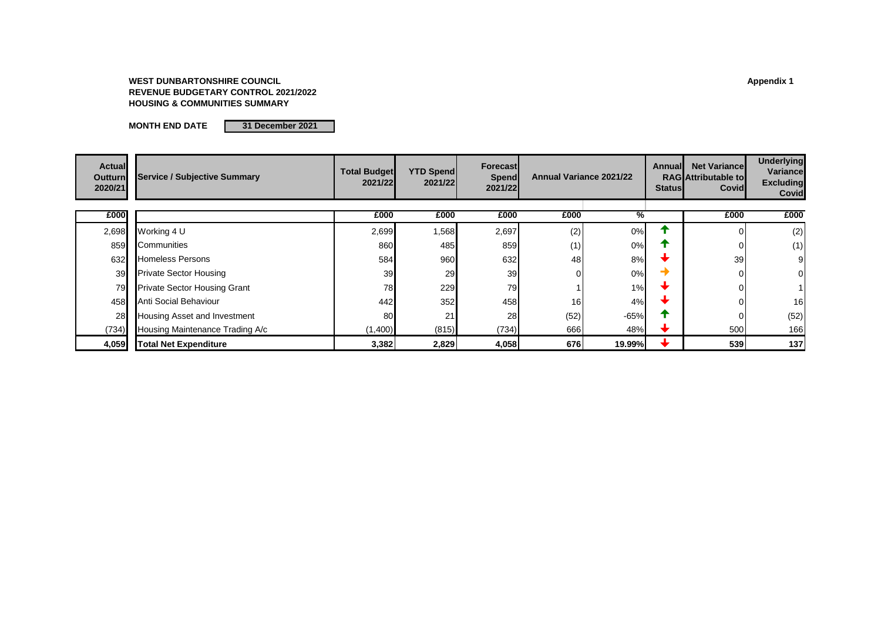**WEST DUNBARTONSHIRE COUNCIL**
**REVENUE BUDGETARY CONTROL 2021/2022**
**HOUSING & COMMUNITIES SUMMARY**

**Appendix 1**

**MONTH END DATE** | **31 December 2021**

| Actual Outturn 2020/21 | Service / Subjective Summary | Total Budget 2021/22 | YTD Spend 2021/22 | Forecast Spend 2021/22 | Annual Variance 2021/22 | | Annual RAG Status | Net Variance Attributable to Covid | Underlying Variance Excluding Covid |
|---|---|---|---|---|---|---|---|---|---|
| £000 | | £000 | £000 | £000 | £000 | % | | £000 | £000 |
| 2,698 | Working 4 U | 2,699 | 1,568 | 2,697 | (2) | 0% | ↑ | 0 | (2) |
| 859 | Communities | 860 | 485 | 859 | (1) | 0% | ↑ | 0 | (1) |
| 632 | Homeless Persons | 584 | 960 | 632 | 48 | 8% | ↓ | 39 | 9 |
| 39 | Private Sector Housing | 39 | 29 | 39 | 0 | 0% | → | 0 | 0 |
| 79 | Private Sector Housing Grant | 78 | 229 | 79 | 1 | 1% | ↓ | 0 | 1 |
| 458 | Anti Social Behaviour | 442 | 352 | 458 | 16 | 4% | ↓ | 0 | 16 |
| 28 | Housing Asset and Investment | 80 | 21 | 28 | (52) | -65% | ↑ | 0 | (52) |
| (734) | Housing Maintenance Trading A/c | (1,400) | (815) | (734) | 666 | 48% | ↓ | 500 | 166 |
| **4,059** | **Total Net Expenditure** | **3,382** | **2,829** | **4,058** | **676** | **19.99%** | ↓ | **539** | **137** |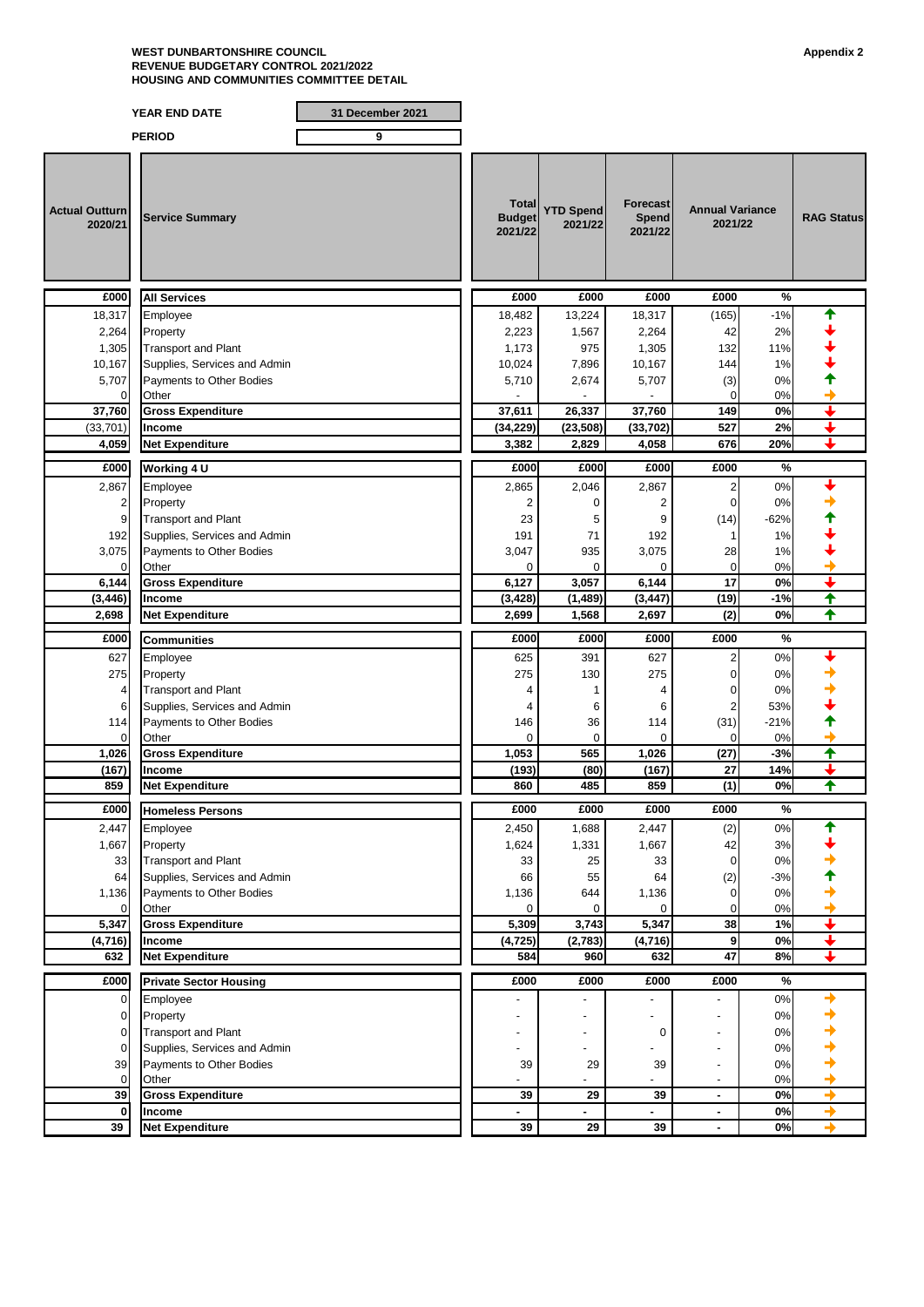**WEST DUNBARTONSHIRE COUNCIL**
**REVENUE BUDGETARY CONTROL 2021/2022**
**HOUSING AND COMMUNITIES COMMITTEE DETAIL**

**Appendix 2**

| | |
|---|---|
| **YEAR END DATE** | **31 December 2021** |
| **PERIOD** | **9** |

| Actual Outturn 2020/21 | Service Summary | Total Budget 2021/22 | YTD Spend 2021/22 | Forecast Spend 2021/22 | Annual Variance 2021/22 | | RAG Status |
|---|---|---|---|---|---|---|---|
| **£000** | **All Services** | **£000** | **£000** | **£000** | **£000** | **%** | |
| 18,317 | Employee | 18,482 | 13,224 | 18,317 | (165) | -1% | ↑ |
| 2,264 | Property | 2,223 | 1,567 | 2,264 | 42 | 2% | ↓ |
| 1,305 | Transport and Plant | 1,173 | 975 | 1,305 | 132 | 11% | ↓ |
| 10,167 | Supplies, Services and Admin | 10,024 | 7,896 | 10,167 | 144 | 1% | ↓ |
| 5,707 | Payments to Other Bodies | 5,710 | 2,674 | 5,707 | (3) | 0% | ↑ |
| 0 | Other | - | - | - | 0 | 0% | → |
| **37,760** | **Gross Expenditure** | **37,611** | **26,337** | **37,760** | **149** | **0%** | ↓ |
| (33,701) | **Income** | **(34,229)** | **(23,508)** | **(33,702)** | **527** | **2%** | ↓ |
| **4,059** | **Net Expenditure** | **3,382** | **2,829** | **4,058** | **676** | **20%** | ↓ |
| **£000** | **Working 4 U** | **£000** | **£000** | **£000** | **£000** | **%** | |
| 2,867 | Employee | 2,865 | 2,046 | 2,867 | 2 | 0% | ↓ |
| 2 | Property | 2 | 0 | 2 | 0 | 0% | → |
| 9 | Transport and Plant | 23 | 5 | 9 | (14) | -62% | ↑ |
| 192 | Supplies, Services and Admin | 191 | 71 | 192 | 1 | 1% | ↓ |
| 3,075 | Payments to Other Bodies | 3,047 | 935 | 3,075 | 28 | 1% | ↓ |
| 0 | Other | 0 | 0 | 0 | 0 | 0% | → |
| **6,144** | **Gross Expenditure** | **6,127** | **3,057** | **6,144** | **17** | **0%** | ↓ |
| **(3,446)** | **Income** | **(3,428)** | **(1,489)** | **(3,447)** | **(19)** | **-1%** | ↑ |
| **2,698** | **Net Expenditure** | **2,699** | **1,568** | **2,697** | **(2)** | **0%** | ↑ |
| **£000** | **Communities** | **£000** | **£000** | **£000** | **£000** | **%** | |
| 627 | Employee | 625 | 391 | 627 | 2 | 0% | ↓ |
| 275 | Property | 275 | 130 | 275 | 0 | 0% | → |
| 4 | Transport and Plant | 4 | 1 | 4 | 0 | 0% | → |
| 6 | Supplies, Services and Admin | 4 | 6 | 6 | 2 | 53% | ↓ |
| 114 | Payments to Other Bodies | 146 | 36 | 114 | (31) | -21% | ↑ |
| 0 | Other | 0 | 0 | 0 | 0 | 0% | → |
| **1,026** | **Gross Expenditure** | **1,053** | **565** | **1,026** | **(27)** | **-3%** | ↑ |
| **(167)** | **Income** | **(193)** | **(80)** | **(167)** | **27** | **14%** | ↓ |
| **859** | **Net Expenditure** | **860** | **485** | **859** | **(1)** | **0%** | ↑ |
| **£000** | **Homeless Persons** | **£000** | **£000** | **£000** | **£000** | **%** | |
| 2,447 | Employee | 2,450 | 1,688 | 2,447 | (2) | 0% | ↑ |
| 1,667 | Property | 1,624 | 1,331 | 1,667 | 42 | 3% | ↓ |
| 33 | Transport and Plant | 33 | 25 | 33 | 0 | 0% | → |
| 64 | Supplies, Services and Admin | 66 | 55 | 64 | (2) | -3% | ↑ |
| 1,136 | Payments to Other Bodies | 1,136 | 644 | 1,136 | 0 | 0% | → |
| 0 | Other | 0 | 0 | 0 | 0 | 0% | → |
| **5,347** | **Gross Expenditure** | **5,309** | **3,743** | **5,347** | **38** | **1%** | ↓ |
| **(4,716)** | **Income** | **(4,725)** | **(2,783)** | **(4,716)** | **9** | **0%** | ↓ |
| **632** | **Net Expenditure** | **584** | **960** | **632** | **47** | **8%** | ↓ |
| **£000** | **Private Sector Housing** | **£000** | **£000** | **£000** | **£000** | **%** | |
| 0 | Employee | - | - | - | - | 0% | → |
| 0 | Property | - | - | - | - | 0% | → |
| 0 | Transport and Plant | - | - | 0 | - | 0% | → |
| 0 | Supplies, Services and Admin | - | - | - | - | 0% | → |
| 39 | Payments to Other Bodies | 39 | 29 | 39 | - | 0% | → |
| 0 | Other | - | - | - | - | 0% | → |
| **39** | **Gross Expenditure** | **39** | **29** | **39** | **-** | **0%** | → |
| **0** | **Income** | **-** | **-** | **-** | **-** | **0%** | → |
| **39** | **Net Expenditure** | **39** | **29** | **39** | **-** | **0%** | → |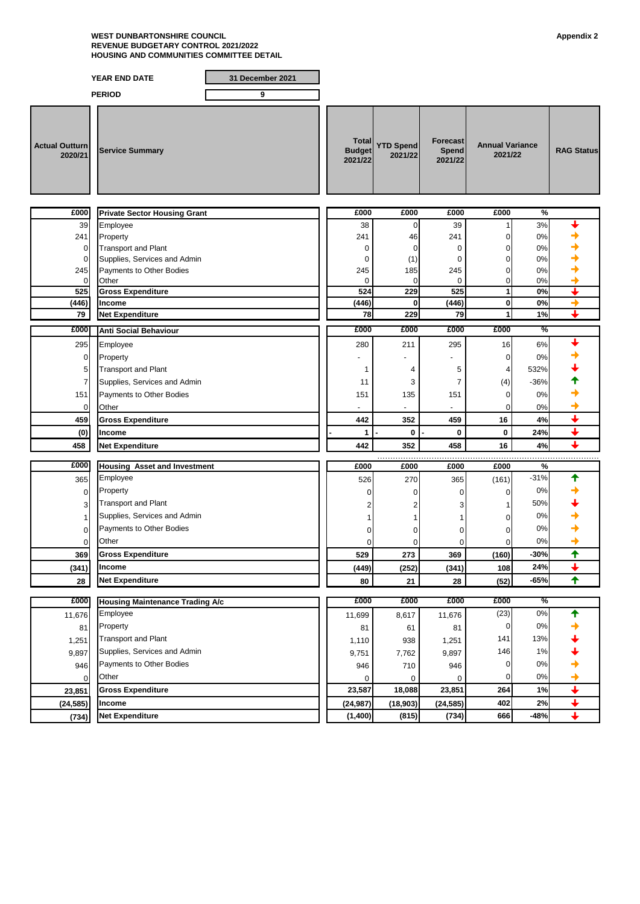**WEST DUNBARTONSHIRE COUNCIL**
**REVENUE BUDGETARY CONTROL 2021/2022**
**HOUSING AND COMMUNITIES COMMITTEE DETAIL**

**Appendix 2**

| **YEAR END DATE** | **31 December 2021** |
|---|---|
| **PERIOD** | **9** |

| Actual Outturn 2020/21 | Service Summary | Total Budget 2021/22 | YTD Spend 2021/22 | Forecast Spend 2021/22 | Annual Variance 2021/22 | | RAG Status |
|---|---|---|---|---|---|---|---|
| **£000** | **Private Sector Housing Grant** | **£000** | **£000** | **£000** | **£000** | **%** | |
| 39 | Employee | 38 | 0 | 39 | 1 | 3% | ↓ |
| 241 | Property | 241 | 46 | 241 | 0 | 0% | → |
| 0 | Transport and Plant | 0 | 0 | 0 | 0 | 0% | → |
| 0 | Supplies, Services and Admin | 0 | (1) | 0 | 0 | 0% | → |
| 245 | Payments to Other Bodies | 245 | 185 | 245 | 0 | 0% | → |
| 0 | Other | 0 | 0 | 0 | 0 | 0% | → |
| **525** | **Gross Expenditure** | **524** | **229** | **525** | **1** | **0%** | ↓ |
| **(446)** | **Income** | **(446)** | **0** | **(446)** | **0** | **0%** | → |
| **79** | **Net Expenditure** | **78** | **229** | **79** | **1** | **1%** | ↓ |
| **£000** | **Anti Social Behaviour** | **£000** | **£000** | **£000** | **£000** | **%** | |
| 295 | Employee | 280 | 211 | 295 | 16 | 6% | ↓ |
| 0 | Property | - | - | - | 0 | 0% | → |
| 5 | Transport and Plant | 1 | 4 | 5 | 4 | 532% | ↓ |
| 7 | Supplies, Services and Admin | 11 | 3 | 7 | (4) | -36% | ↑ |
| 151 | Payments to Other Bodies | 151 | 135 | 151 | 0 | 0% | → |
| 0 | Other | - | - | - | 0 | 0% | → |
| **459** | **Gross Expenditure** | **442** | **352** | **459** | **16** | **4%** | ↓ |
| **(0)** | **Income** | **- 1** | **- 0** | **- 0** | **0** | **24%** | ↓ |
| **458** | **Net Expenditure** | **442** | **352** | **458** | **16** | **4%** | ↓ |
| **£000** | **Housing Asset and Investment** | **£000** | **£000** | **£000** | **£000** | **%** | |
| 365 | Employee | 526 | 270 | 365 | (161) | -31% | ↑ |
| 0 | Property | 0 | 0 | 0 | 0 | 0% | → |
| 3 | Transport and Plant | 2 | 2 | 3 | 1 | 50% | ↓ |
| 1 | Supplies, Services and Admin | 1 | 1 | 1 | 0 | 0% | → |
| 0 | Payments to Other Bodies | 0 | 0 | 0 | 0 | 0% | → |
| 0 | Other | 0 | 0 | 0 | 0 | 0% | → |
| **369** | **Gross Expenditure** | **529** | **273** | **369** | **(160)** | **-30%** | ↑ |
| **(341)** | **Income** | **(449)** | **(252)** | **(341)** | **108** | **24%** | ↓ |
| **28** | **Net Expenditure** | **80** | **21** | **28** | **(52)** | **-65%** | ↑ |
| **£000** | **Housing Maintenance Trading A/c** | **£000** | **£000** | **£000** | **£000** | **%** | |
| 11,676 | Employee | 11,699 | 8,617 | 11,676 | (23) | 0% | ↑ |
| 81 | Property | 81 | 61 | 81 | 0 | 0% | → |
| 1,251 | Transport and Plant | 1,110 | 938 | 1,251 | 141 | 13% | ↓ |
| 9,897 | Supplies, Services and Admin | 9,751 | 7,762 | 9,897 | 146 | 1% | ↓ |
| 946 | Payments to Other Bodies | 946 | 710 | 946 | 0 | 0% | → |
| 0 | Other | 0 | 0 | 0 | 0 | 0% | → |
| **23,851** | **Gross Expenditure** | **23,587** | **18,088** | **23,851** | **264** | **1%** | ↓ |
| **(24,585)** | **Income** | **(24,987)** | **(18,903)** | **(24,585)** | **402** | **2%** | ↓ |
| **(734)** | **Net Expenditure** | **(1,400)** | **(815)** | **(734)** | **666** | **-48%** | ↓ |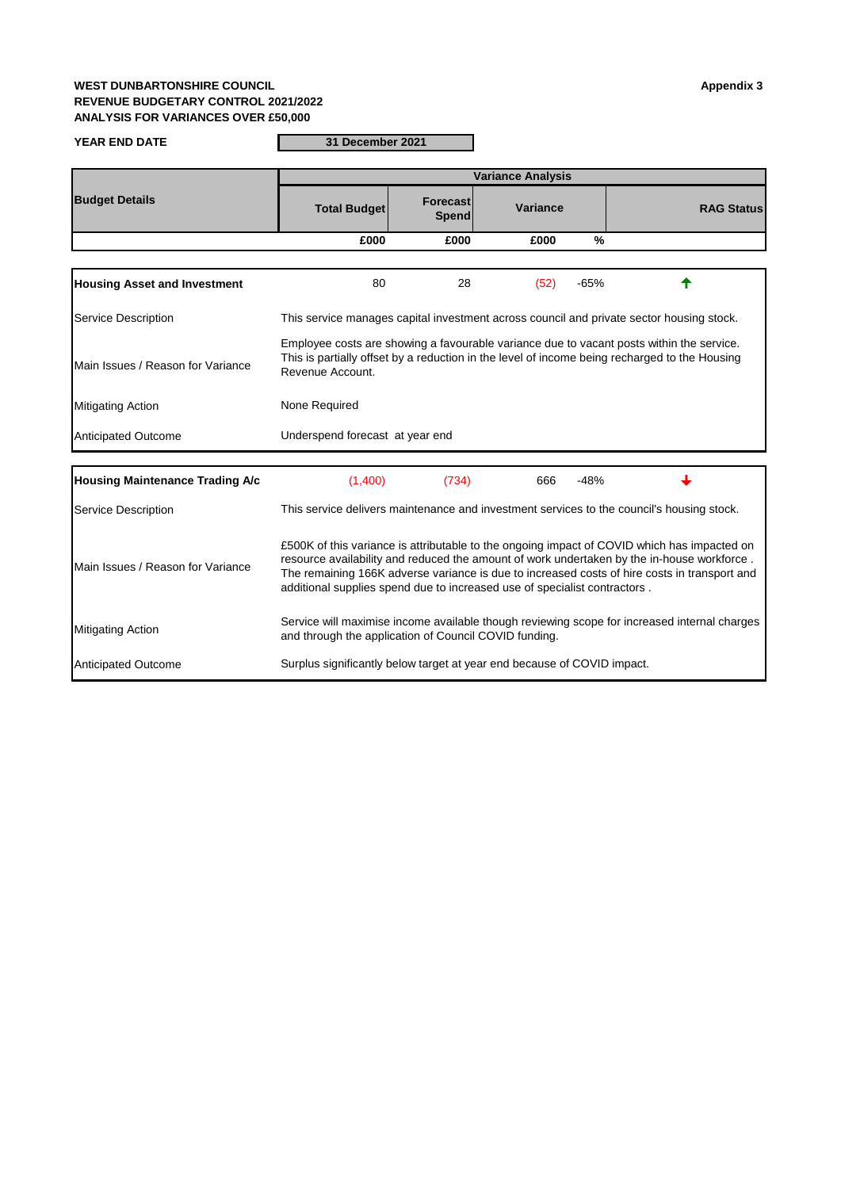**WEST DUNBARTONSHIRE COUNCIL**
**REVENUE BUDGETARY CONTROL 2021/2022**
**ANALYSIS FOR VARIANCES OVER £50,000**

**Appendix 3**

**YEAR END DATE** | **31 December 2021**

| Budget Details | Total Budget | Forecast Spend | Variance | | RAG Status |
|---|---|---|---|---|---|
| | £000 | £000 | £000 | % | |
| **Housing Asset and Investment** | 80 | 28 | (52) | -65% | ↑ |
| Service Description | This service manages capital investment across council and private sector housing stock. | | | | |
| Main Issues / Reason for Variance | Employee costs are showing a favourable variance due to vacant posts within the service. This is partially offset by a reduction in the level of income being recharged to the Housing Revenue Account. | | | | |
| Mitigating Action | None Required | | | | |
| Anticipated Outcome | Underspend forecast at year end | | | | |
| **Housing Maintenance Trading A/c** | (1,400) | (734) | 666 | -48% | ↓ |
| Service Description | This service delivers maintenance and investment services to the council's housing stock. | | | | |
| Main Issues / Reason for Variance | £500K of this variance is attributable to the ongoing impact of COVID which has impacted on resource availability and reduced the amount of work undertaken by the in-house workforce . The remaining 166K adverse variance is due to increased costs of hire costs in transport and additional supplies spend due to increased use of specialist contractors . | | | | |
| Mitigating Action | Service will maximise income available though reviewing scope for increased internal charges and through the application of Council COVID funding. | | | | |
| Anticipated Outcome | Surplus significantly below target at year end because of COVID impact. | | | | |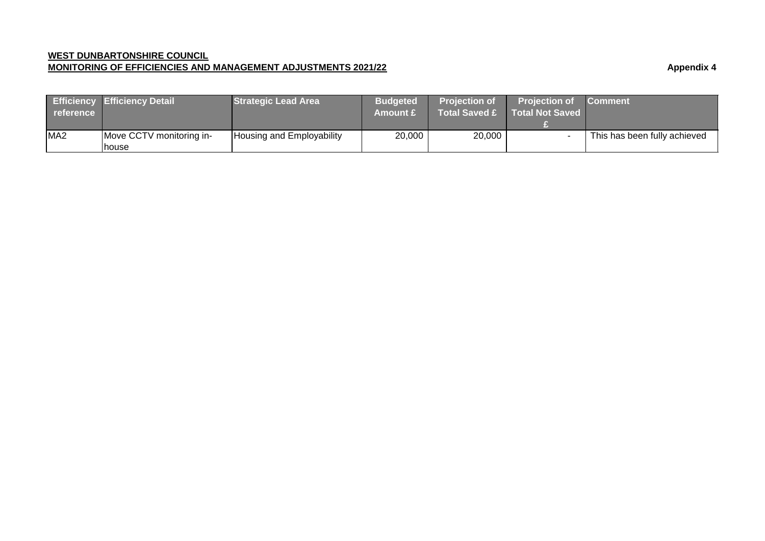**WEST DUNBARTONSHIRE COUNCIL**

**MONITORING OF EFFICIENCIES AND MANAGEMENT ADJUSTMENTS 2021/22**

**Appendix 4**

| Efficiency reference | Efficiency Detail | Strategic Lead Area | Budgeted Amount £ | Projection of Total Saved £ | Projection of Total Not Saved £ | Comment |
|---|---|---|---|---|---|---|
| MA2 | Move CCTV monitoring in-house | Housing and Employability | 20,000 | 20,000 | - | This has been fully achieved |